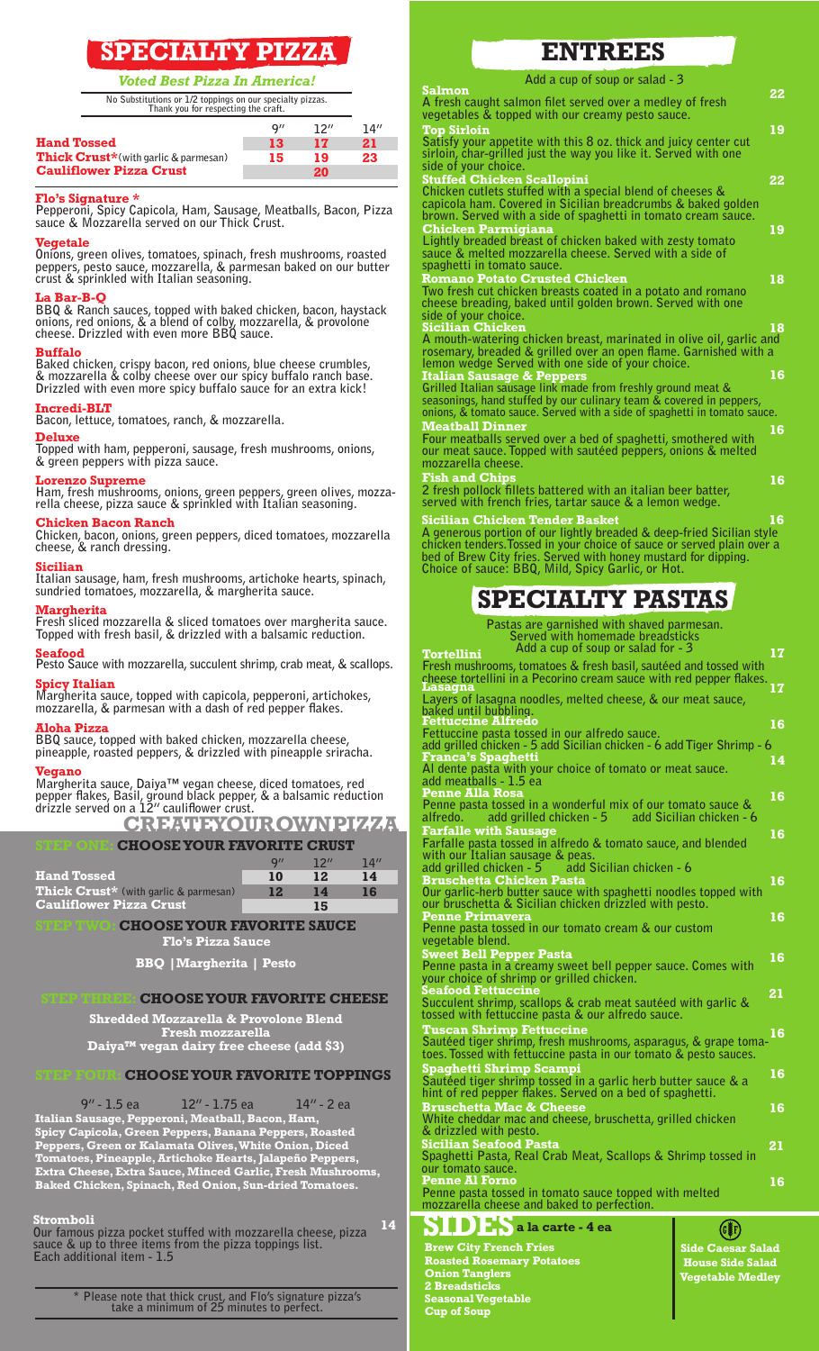# SPECIALTY PIZZA

*Voted Best Pizza In America!*

No Substitutions or 1/2 toppings on our specialty pizzas. Thank you for respecting the craft.

| | 9" | 12" | 14" |
|---|---|---|---|
| **Hand Tossed** | 13 | 17 | 21 |
| **Thick Crust*** (with garlic & parmesan) | 15 | 19 | 23 |
| **Cauliflower Pizza Crust** | | 20 | |

**Flo's Signature ***
Pepperoni, Spicy Capicola, Ham, Sausage, Meatballs, Bacon, Pizza sauce & Mozzarella served on our Thick Crust.

**Vegetale**
Onions, green olives, tomatoes, spinach, fresh mushrooms, roasted peppers, pesto sauce, mozzarella, & parmesan baked on our butter crust & sprinkled with Italian seasoning.

**La Bar-B-Q**
BBQ & Ranch sauces, topped with baked chicken, bacon, haystack onions, red onions, & a blend of colby, mozzarella, & provolone cheese. Drizzled with even more BBQ sauce.

**Buffalo**
Baked chicken, crispy bacon, red onions, blue cheese crumbles, & mozzarella & colby cheese over our spicy buffalo ranch base. Drizzled with even more spicy buffalo sauce for an extra kick!

**Incredi-BLT**
Bacon, lettuce, tomatoes, ranch, & mozzarella.

**Deluxe**
Topped with ham, pepperoni, sausage, fresh mushrooms, onions, & green peppers with pizza sauce.

**Lorenzo Supreme**
Ham, fresh mushrooms, onions, green peppers, green olives, mozzarella cheese, pizza sauce & sprinkled with Italian seasoning.

**Chicken Bacon Ranch**
Chicken, bacon, onions, green peppers, diced tomatoes, mozzarella cheese, & ranch dressing.

**Sicilian**
Italian sausage, ham, fresh mushrooms, artichoke hearts, spinach, sundried tomatoes, mozzarella, & margherita sauce.

**Margherita**
Fresh sliced mozzarella & sliced tomatoes over margherita sauce. Topped with fresh basil, & drizzled with a balsamic reduction.

**Seafood**
Pesto Sauce with mozzarella, succulent shrimp, crab meat, & scallops.

**Spicy Italian**
Margherita sauce, topped with capicola, pepperoni, artichokes, mozzarella, & parmesan with a dash of red pepper flakes.

**Aloha Pizza**
BBQ sauce, topped with baked chicken, mozzarella cheese, pineapple, roasted peppers, & drizzled with pineapple sriracha.

**Vegano**
Margherita sauce, Daiya™ vegan cheese, diced tomatoes, red pepper flakes, Basil, ground black pepper, & a balsamic reduction drizzle served on a 12" cauliflower crust.

# CREATE YOUR OWN PIZZA

## STEP ONE: CHOOSE YOUR FAVORITE CRUST

| | 9" | 12" | 14" |
|---|---|---|---|
| **Hand Tossed** | 10 | 12 | 14 |
| **Thick Crust*** (with garlic & parmesan) | 12 | 14 | 16 |
| **Cauliflower Pizza Crust** | | 15 | |

## STEP TWO: CHOOSE YOUR FAVORITE SAUCE

**Flo's Pizza Sauce**

**BBQ | Margherita | Pesto**

## STEP THREE: CHOOSE YOUR FAVORITE CHEESE

**Shredded Mozzarella & Provolone Blend**
**Fresh mozzarella**
**Daiya™ vegan dairy free cheese (add $3)**

## STEP FOUR: CHOOSE YOUR FAVORITE TOPPINGS

9" - 1.5 ea 12" - 1.75 ea 14" - 2 ea

**Italian Sausage, Pepperoni, Meatball, Bacon, Ham, Spicy Capicola, Green Peppers, Banana Peppers, Roasted Peppers, Green or Kalamata Olives, White Onion, Diced Tomatoes, Pineapple, Artichoke Hearts, Jalapeño Peppers, Extra Cheese, Extra Sauce, Minced Garlic, Fresh Mushrooms, Baked Chicken, Spinach, Red Onion, Sun-dried Tomatoes.**

**Stromboli** 14
Our famous pizza pocket stuffed with mozzarella cheese, pizza sauce & up to three items from the pizza toppings list.
Each additional item - 1.5

\* Please note that thick crust, and Flo's signature pizza's take a minimum of 25 minutes to perfect.

# ENTREES

Add a cup of soup or salad - 3

**Salmon** 22
A fresh caught salmon filet served over a medley of fresh vegetables & topped with our creamy pesto sauce.

**Top Sirloin** 19
Satisfy your appetite with this 8 oz. thick and juicy center cut sirloin, char-grilled just the way you like it. Served with one side of your choice.

**Stuffed Chicken Scallopini** 22
Chicken cutlets stuffed with a special blend of cheeses & capicola ham. Covered in Sicilian breadcrumbs & baked golden brown. Served with a side of spaghetti in tomato cream sauce.

**Chicken Parmigiana** 19
Lightly breaded breast of chicken baked with zesty tomato sauce & melted mozzarella cheese. Served with a side of spaghetti in tomato sauce.

**Romano Potato Crusted Chicken** 18
Two fresh cut chicken breasts coated in a potato and romano cheese breading, baked until golden brown. Served with one side of your choice.

**Sicilian Chicken** 18
A mouth-watering chicken breast, marinated in olive oil, garlic and rosemary, breaded & grilled over an open flame. Garnished with a lemon wedge Served with one side of your choice.

**Italian Sausage & Peppers** 16
Grilled Italian sausage link made from freshly ground meat & seasonings, hand stuffed by our culinary team & covered in peppers, onions, & tomato sauce. Served with a side of spaghetti in tomato sauce.

**Meatball Dinner** 16
Four meatballs served over a bed of spaghetti, smothered with our meat sauce. Topped with sautéed peppers, onions & melted mozzarella cheese.

**Fish and Chips** 16
2 fresh pollock fillets battered with an italian beer batter, served with french fries, tartar sauce & a lemon wedge.

**Sicilian Chicken Tender Basket** 16
A generous portion of our lightly breaded & deep-fried Sicilian style chicken tenders.Tossed in your choice of sauce or served plain over a bed of Brew City fries. Served with honey mustard for dipping. Choice of sauce: BBQ, Mild, Spicy Garlic, or Hot.

# SPECIALTY PASTAS

Pastas are garnished with shaved parmesan.
Served with homemade breadsticks
Add a cup of soup or salad for - 3

**Tortellini** 17
Fresh mushrooms, tomatoes & fresh basil, sautéed and tossed with cheese tortellini in a Pecorino cream sauce with red pepper flakes.

**Lasagna** 17
Layers of lasagna noodles, melted cheese, & our meat sauce, baked until bubbling.

**Fettuccine Alfredo** 16
Fettuccine pasta tossed in our alfredo sauce.
add grilled chicken - 5 add Sicilian chicken - 6 add Tiger Shrimp - 6

**Franca's Spaghetti** 14
Al dente pasta with your choice of tomato or meat sauce.
add meatballs - 1.5 ea

**Penne Alla Rosa** 16
Penne pasta tossed in a wonderful mix of our tomato sauce & alfredo. add grilled chicken - 5 add Sicilian chicken - 6

**Farfalle with Sausage** 16
Farfalle pasta tossed in alfredo & tomato sauce, and blended with our Italian sausage & peas.
add grilled chicken - 5 add Sicilian chicken - 6

**Bruschetta Chicken Pasta** 16
Our garlic-herb butter sauce with spaghetti noodles topped with our bruschetta & Sicilian chicken drizzled with pesto.

**Penne Primavera** 16
Penne pasta tossed in our tomato cream & our custom vegetable blend.

**Sweet Bell Pepper Pasta** 16
Penne pasta in a creamy sweet bell pepper sauce. Comes with your choice of shrimp or grilled chicken.

**Seafood Fettuccine** 21
Succulent shrimp, scallops & crab meat sautéed with garlic & tossed with fettuccine pasta & our alfredo sauce.

**Tuscan Shrimp Fettuccine** 16
Sautéed tiger shrimp, fresh mushrooms, asparagus, & grape tomatoes. Tossed with fettuccine pasta in our tomato & pesto sauces.

**Spaghetti Shrimp Scampi** 16
Sautéed tiger shrimp tossed in a garlic herb butter sauce & a hint of red pepper flakes. Served on a bed of spaghetti.

**Bruschetta Mac & Cheese** 16
White cheddar mac and cheese, bruschetta, grilled chicken & drizzled with pesto.

**Sicilian Seafood Pasta** 21
Spaghetti Pasta, Real Crab Meat, Scallops & Shrimp tossed in our tomato sauce.

**Penne Al Forno** 16
Penne pasta tossed in tomato sauce topped with melted mozzarella cheese and baked to perfection.

# SIDES a la carte - 4 ea

**Brew City French Fries**
**Roasted Rosemary Potatoes**
**Onion Tanglers**
**2 Breadsticks**
**Seasonal Vegetable**
**Cup of Soup**

(GF)
**Side Caesar Salad**
**House Side Salad**
**Vegetable Medley**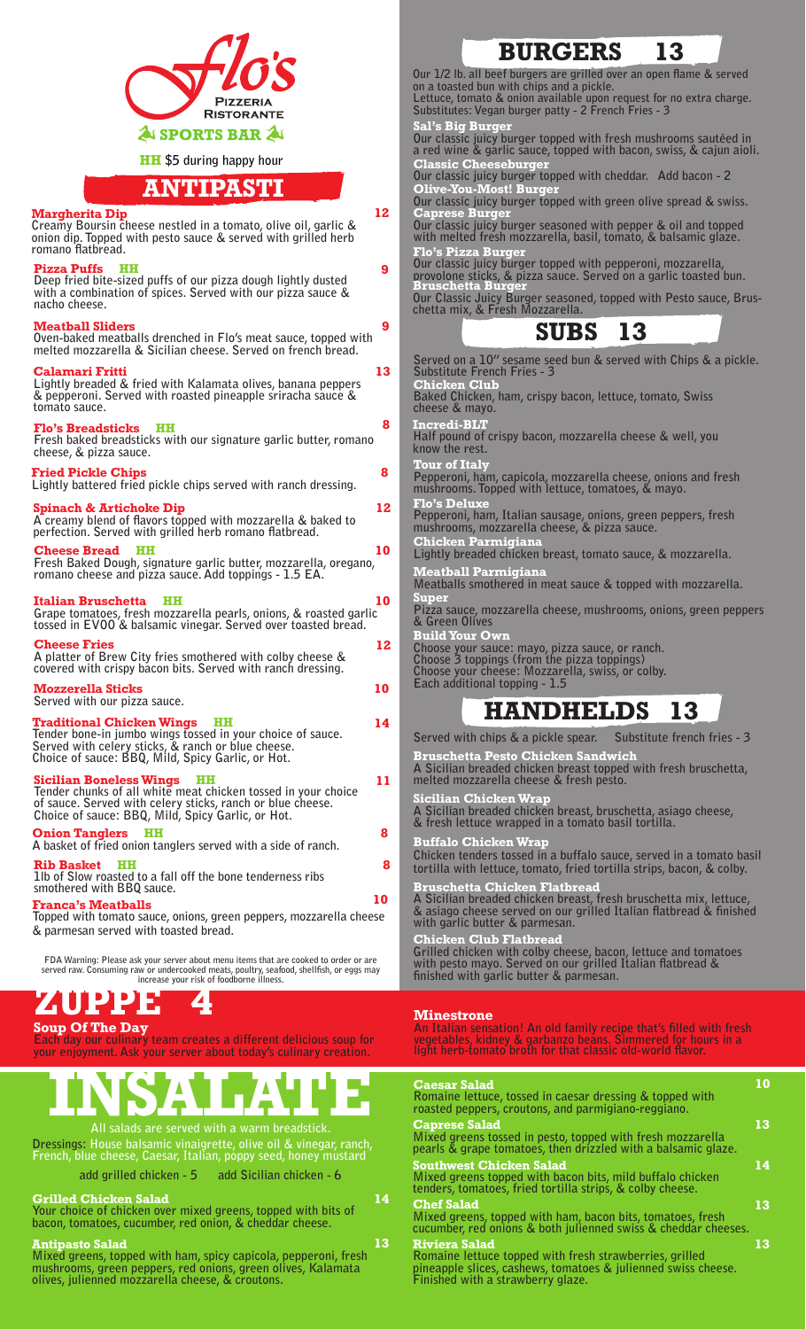# Flo's Pizzeria Ristorante

## SPORTS BAR

**HH** $5 during happy hour

## ANTIPASTI

### Margherita Dip — 12
Creamy Boursin cheese nestled in a tomato, olive oil, garlic & onion dip. Topped with pesto sauce & served with grilled herb romano flatbread.

### Pizza Puffs HH — 9
Deep fried bite-sized puffs of our pizza dough lightly dusted with a combination of spices. Served with our pizza sauce & nacho cheese.

### Meatball Sliders — 9
Oven-baked meatballs drenched in Flo's meat sauce, topped with melted mozzarella & Sicilian cheese. Served on french bread.

### Calamari Fritti — 13
Lightly breaded & fried with Kalamata olives, banana peppers & pepperoni. Served with roasted pineapple sriracha sauce & tomato sauce.

### Flo's Breadsticks HH — 8
Fresh baked breadsticks with our signature garlic butter, romano cheese, & pizza sauce.

### Fried Pickle Chips — 8
Lightly battered fried pickle chips served with ranch dressing.

### Spinach & Artichoke Dip — 12
A creamy blend of flavors topped with mozzarella & baked to perfection. Served with grilled herb romano flatbread.

### Cheese Bread HH — 10
Fresh Baked Dough, signature garlic butter, mozzarella, oregano, romano cheese and pizza sauce. Add toppings - 1.5 EA.

### Italian Bruschetta HH — 10
Grape tomatoes, fresh mozzarella pearls, onions, & roasted garlic tossed in EVOO & balsamic vinegar. Served over toasted bread.

### Cheese Fries — 12
A platter of Brew City fries smothered with colby cheese & covered with crispy bacon bits. Served with ranch dressing.

### Mozzerella Sticks — 10
Served with our pizza sauce.

### Traditional Chicken Wings HH — 14
Tender bone-in jumbo wings tossed in your choice of sauce. Served with celery sticks, & ranch or blue cheese. Choice of sauce: BBQ, Mild, Spicy Garlic, or Hot.

### Sicilian Boneless Wings HH — 11
Tender chunks of all white meat chicken tossed in your choice of sauce. Served with celery sticks, ranch or blue cheese. Choice of sauce: BBQ, Mild, Spicy Garlic, or Hot.

### Onion Tanglers HH — 8
A basket of fried onion tanglers served with a side of ranch.

### Rib Basket HH — 8
1lb of Slow roasted to a fall off the bone tenderness ribs smothered with BBQ sauce.

### Franca's Meatballs — 10
Topped with tomato sauce, onions, green peppers, mozzarella cheese & parmesan served with toasted bread.

FDA Warning: Please ask your server about menu items that are cooked to order or are served raw. Consuming raw or undercooked meats, poultry, seafood, shellfish, or eggs may increase your risk of foodborne illness.

## BURGERS 13

Our 1/2 lb. all beef burgers are grilled over an open flame & served on a toasted bun with chips and a pickle.
Lettuce, tomato & onion available upon request for no extra charge.
Substitutes: Vegan burger patty - 2 French Fries - 3

### Sal's Big Burger
Our classic juicy burger topped with fresh mushrooms sautéed in a red wine & garlic sauce, topped with bacon, swiss, & cajun aioli.

### Classic Cheeseburger
Our classic juicy burger topped with cheddar. Add bacon - 2

### Olive-You-Most! Burger
Our classic juicy burger topped with green olive spread & swiss.

### Caprese Burger
Our classic juicy burger seasoned with pepper & oil and topped with melted fresh mozzarella, basil, tomato, & balsamic glaze.

### Flo's Pizza Burger
Our classic juicy burger topped with pepperoni, mozzarella, provolone sticks, & pizza sauce. Served on a garlic toasted bun.

### Bruschetta Burger
Our Classic Juicy Burger seasoned, topped with Pesto sauce, Bruschetta mix, & Fresh Mozzarella.

## SUBS 13

Served on a 10" sesame seed bun & served with Chips & a pickle. Substitute French Fries - 3

### Chicken Club
Baked Chicken, ham, crispy bacon, lettuce, tomato, Swiss cheese & mayo.

### Incredi-BLT
Half pound of crispy bacon, mozzarella cheese & well, you know the rest.

### Tour of Italy
Pepperoni, ham, capicola, mozzarella cheese, onions and fresh mushrooms. Topped with lettuce, tomatoes, & mayo.

### Flo's Deluxe
Pepperoni, ham, Italian sausage, onions, green peppers, fresh mushrooms, mozzarella cheese, & pizza sauce.

### Chicken Parmigiana
Lightly breaded chicken breast, tomato sauce, & mozzarella.

### Meatball Parmigiana
Meatballs smothered in meat sauce & topped with mozzarella.

### Super
Pizza sauce, mozzarella cheese, mushrooms, onions, green peppers & Green Olives

### Build Your Own
Choose your sauce: mayo, pizza sauce, or ranch.
Choose 3 toppings (from the pizza toppings)
Choose your cheese: Mozzarella, swiss, or colby.
Each additional topping - 1.5

## HANDHELDS 13

Served with chips & a pickle spear. Substitute french fries - 3

### Bruschetta Pesto Chicken Sandwich
A Sicilian breaded chicken breast topped with fresh bruschetta, melted mozzarella cheese & fresh pesto.

### Sicilian Chicken Wrap
A Sicilian breaded chicken breast, bruschetta, asiago cheese, & fresh lettuce wrapped in a tomato basil tortilla.

### Buffalo Chicken Wrap
Chicken tenders tossed in a buffalo sauce, served in a tomato basil tortilla with lettuce, tomato, fried tortilla strips, bacon, & colby.

### Bruschetta Chicken Flatbread
A Sicilian breaded chicken breast, fresh bruschetta mix, lettuce, & asiago cheese served on our grilled Italian flatbread & finished with garlic butter & parmesan.

### Chicken Club Flatbread
Grilled chicken with colby cheese, bacon, lettuce and tomatoes with pesto mayo. Served on our grilled Italian flatbread & finished with garlic butter & parmesan.

## ZUPPE 4

### Soup Of The Day
Each day our culinary team creates a different delicious soup for your enjoyment. Ask your server about today's culinary creation.

### Minestrone
An Italian sensation! An old family recipe that's filled with fresh vegetables, kidney & garbanzo beans. Simmered for hours in a light herb-tomato broth for that classic old-world flavor.

## INSALATE

All salads are served with a warm breadstick.

Dressings: House balsamic vinaigrette, olive oil & vinegar, ranch, French, blue cheese, Caesar, Italian, poppy seed, honey mustard

add grilled chicken - 5    add Sicilian chicken - 6

### Grilled Chicken Salad — 14
Your choice of chicken over mixed greens, topped with bits of bacon, tomatoes, cucumber, red onion, & cheddar cheese.

### Antipasto Salad — 13
Mixed greens, topped with ham, spicy capicola, pepperoni, fresh mushrooms, green peppers, red onions, green olives, Kalamata olives, julienned mozzarella cheese, & croutons.

### Caesar Salad — 10
Romaine lettuce, tossed in caesar dressing & topped with roasted peppers, croutons, and parmigiano-reggiano.

### Caprese Salad — 13
Mixed greens tossed in pesto, topped with fresh mozzarella pearls & grape tomatoes, then drizzled with a balsamic glaze.

### Southwest Chicken Salad — 14
Mixed greens topped with bacon bits, mild buffalo chicken tenders, tomatoes, fried tortilla strips, & colby cheese.

### Chef Salad — 13
Mixed greens, topped with ham, bacon bits, tomatoes, fresh cucumber, red onions & both julienned swiss & cheddar cheeses.

### Riviera Salad — 13
Romaine lettuce topped with fresh strawberries, grilled pineapple slices, cashews, tomatoes & julienned swiss cheese. Finished with a strawberry glaze.